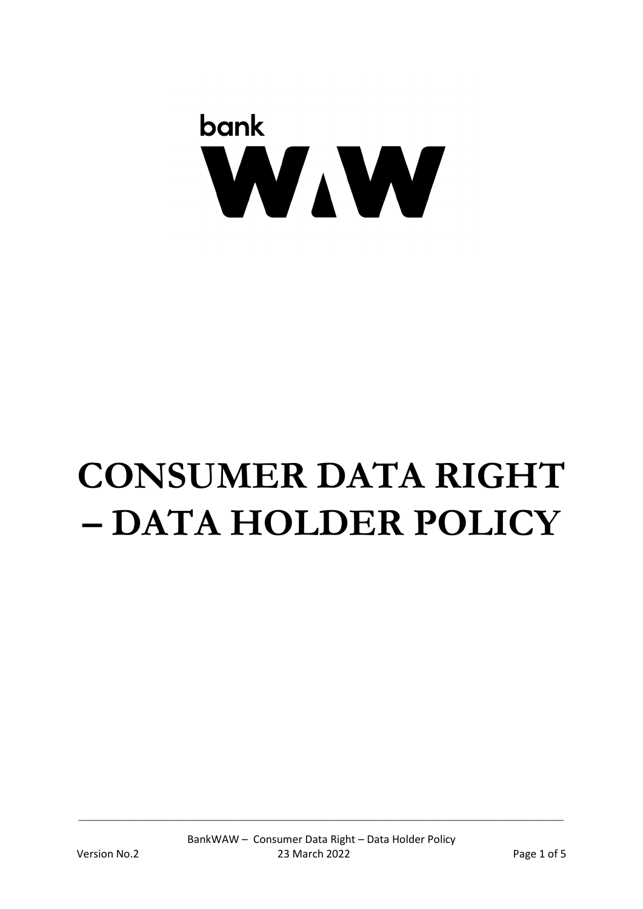bank

WAW

# CONSUMER DATA RIGHT – DATA HOLDER POLICY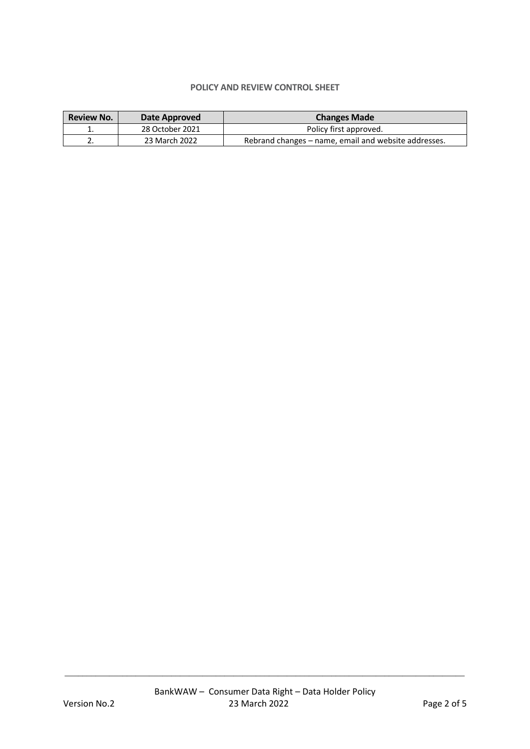**POLICY AND REVIEW CONTROL SHEET**

| Review No. | Date Approved | Changes Made |
|---|---|---|
| 1. | 28 October 2021 | Policy first approved. |
| 2. | 23 March 2022 | Rebrand changes – name, email and website addresses. |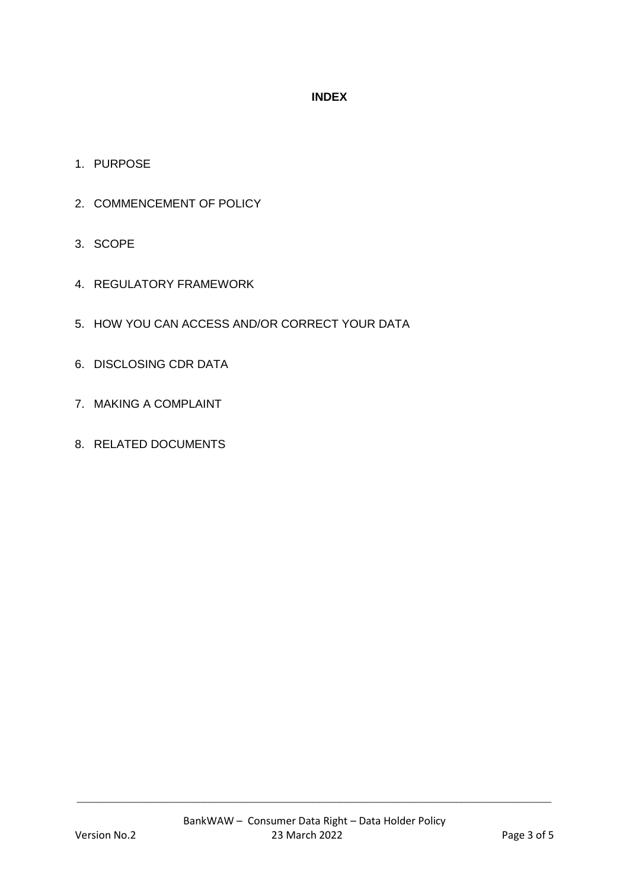**INDEX**

1. PURPOSE
2. COMMENCEMENT OF POLICY
3. SCOPE
4. REGULATORY FRAMEWORK
5. HOW YOU CAN ACCESS AND/OR CORRECT YOUR DATA
6. DISCLOSING CDR DATA
7. MAKING A COMPLAINT
8. RELATED DOCUMENTS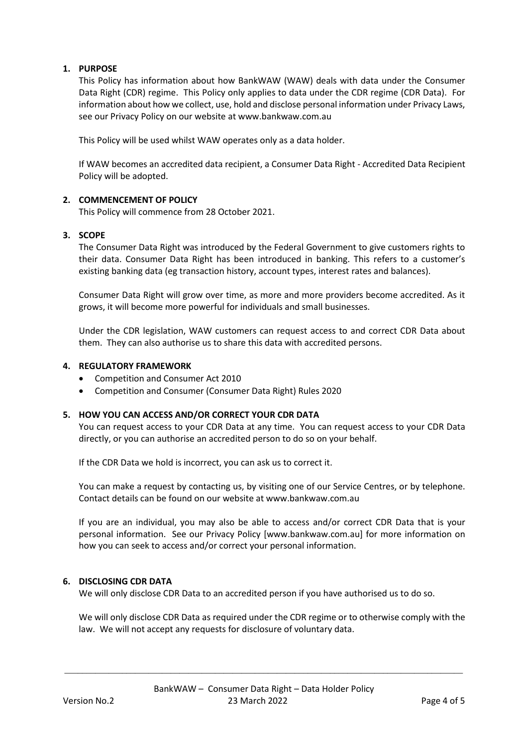## 1. PURPOSE

This Policy has information about how BankWAW (WAW) deals with data under the Consumer Data Right (CDR) regime. This Policy only applies to data under the CDR regime (CDR Data). For information about how we collect, use, hold and disclose personal information under Privacy Laws, see our Privacy Policy on our website at www.bankwaw.com.au

This Policy will be used whilst WAW operates only as a data holder.

If WAW becomes an accredited data recipient, a Consumer Data Right - Accredited Data Recipient Policy will be adopted.

## 2. COMMENCEMENT OF POLICY

This Policy will commence from 28 October 2021.

## 3. SCOPE

The Consumer Data Right was introduced by the Federal Government to give customers rights to their data. Consumer Data Right has been introduced in banking. This refers to a customer's existing banking data (eg transaction history, account types, interest rates and balances).

Consumer Data Right will grow over time, as more and more providers become accredited. As it grows, it will become more powerful for individuals and small businesses.

Under the CDR legislation, WAW customers can request access to and correct CDR Data about them. They can also authorise us to share this data with accredited persons.

## 4. REGULATORY FRAMEWORK

- Competition and Consumer Act 2010
- Competition and Consumer (Consumer Data Right) Rules 2020

## 5. HOW YOU CAN ACCESS AND/OR CORRECT YOUR CDR DATA

You can request access to your CDR Data at any time. You can request access to your CDR Data directly, or you can authorise an accredited person to do so on your behalf.

If the CDR Data we hold is incorrect, you can ask us to correct it.

You can make a request by contacting us, by visiting one of our Service Centres, or by telephone. Contact details can be found on our website at www.bankwaw.com.au

If you are an individual, you may also be able to access and/or correct CDR Data that is your personal information. See our Privacy Policy [www.bankwaw.com.au] for more information on how you can seek to access and/or correct your personal information.

## 6. DISCLOSING CDR DATA

We will only disclose CDR Data to an accredited person if you have authorised us to do so.

We will only disclose CDR Data as required under the CDR regime or to otherwise comply with the law. We will not accept any requests for disclosure of voluntary data.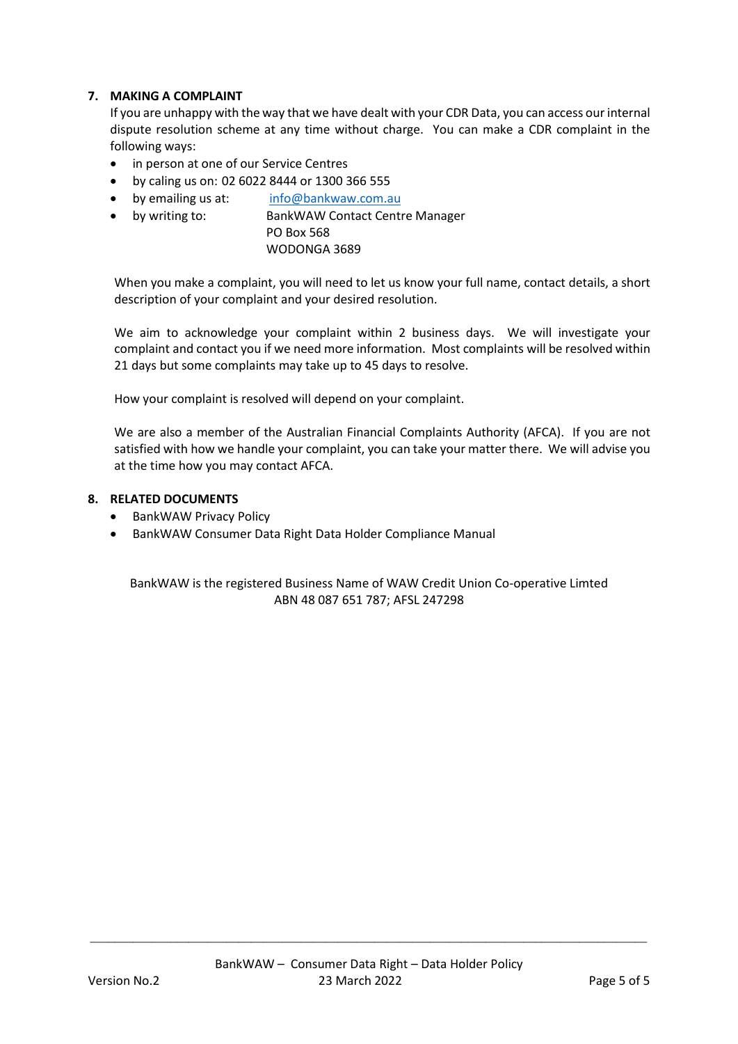## 7. MAKING A COMPLAINT

If you are unhappy with the way that we have dealt with your CDR Data, you can access our internal dispute resolution scheme at any time without charge. You can make a CDR complaint in the following ways:

- in person at one of our Service Centres
- by caling us on: 02 6022 8444 or 1300 366 555
- by emailing us at: info@bankwaw.com.au
- by writing to: BankWAW Contact Centre Manager  
  PO Box 568  
  WODONGA 3689

When you make a complaint, you will need to let us know your full name, contact details, a short description of your complaint and your desired resolution.

We aim to acknowledge your complaint within 2 business days. We will investigate your complaint and contact you if we need more information. Most complaints will be resolved within 21 days but some complaints may take up to 45 days to resolve.

How your complaint is resolved will depend on your complaint.

We are also a member of the Australian Financial Complaints Authority (AFCA). If you are not satisfied with how we handle your complaint, you can take your matter there. We will advise you at the time how you may contact AFCA.

## 8. RELATED DOCUMENTS

- BankWAW Privacy Policy
- BankWAW Consumer Data Right Data Holder Compliance Manual

BankWAW is the registered Business Name of WAW Credit Union Co-operative Limted  
ABN 48 087 651 787; AFSL 247298